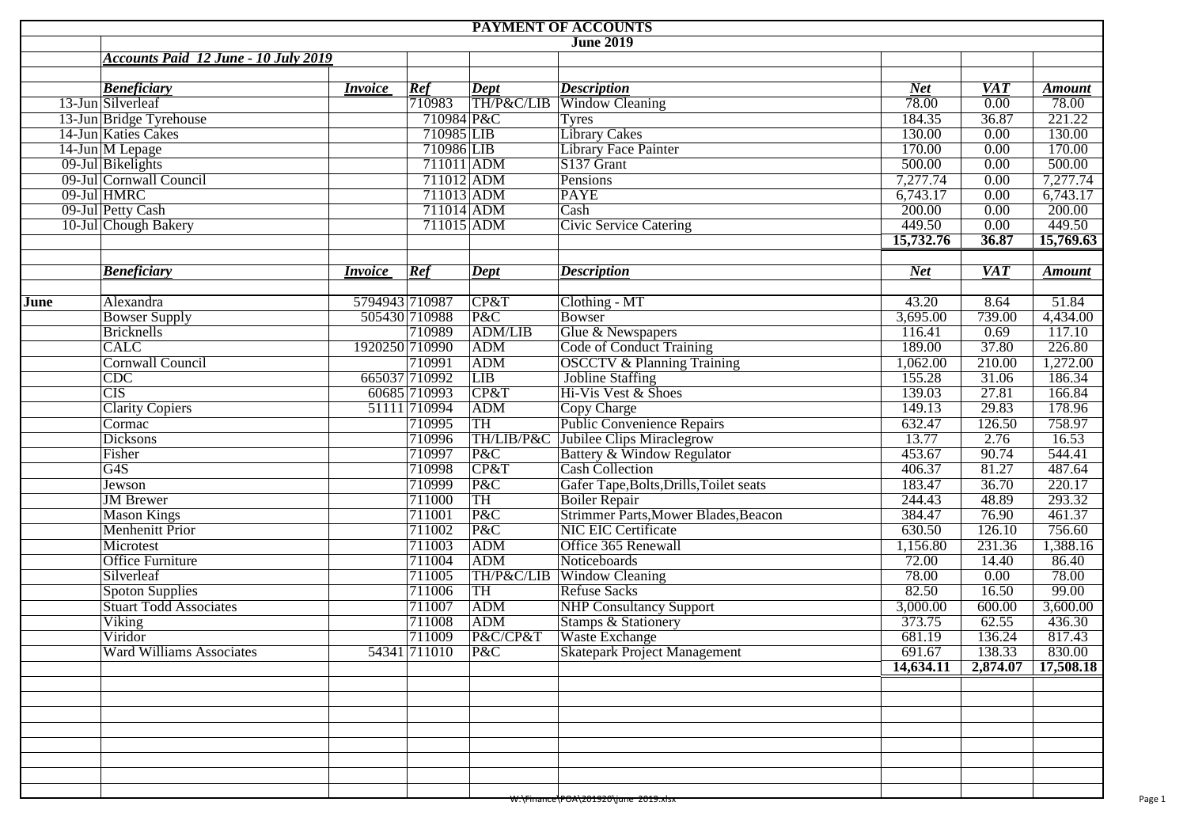# PAYMENT OF ACCOUNTS

## June 2019

***Accounts Paid 12 June - 10 July 2019***

| | *Beneficiary* | *Invoice* | *Ref* | *Dept* | *Description* | *Net* | *VAT* | *Amount* |
|---|---|---|---|---|---|---|---|---|
| 13-Jun | Silverleaf | | 710983 | TH/P&C/LIB | Window Cleaning | 78.00 | 0.00 | 78.00 |
| 13-Jun | Bridge Tyrehouse | | 710984 | P&C | Tyres | 184.35 | 36.87 | 221.22 |
| 14-Jun | Katies Cakes | | 710985 | LIB | Library Cakes | 130.00 | 0.00 | 130.00 |
| 14-Jun | M Lepage | | 710986 | LIB | Library Face Painter | 170.00 | 0.00 | 170.00 |
| 09-Jul | Bikelights | | 711011 | ADM | S137 Grant | 500.00 | 0.00 | 500.00 |
| 09-Jul | Cornwall Council | | 711012 | ADM | Pensions | 7,277.74 | 0.00 | 7,277.74 |
| 09-Jul | HMRC | | 711013 | ADM | PAYE | 6,743.17 | 0.00 | 6,743.17 |
| 09-Jul | Petty Cash | | 711014 | ADM | Cash | 200.00 | 0.00 | 200.00 |
| 10-Jul | Chough Bakery | | 711015 | ADM | Civic Service Catering | 449.50 | 0.00 | 449.50 |
| | | | | | | **15,732.76** | **36.87** | **15,769.63** |

| | *Beneficiary* | *Invoice* | *Ref* | *Dept* | *Description* | *Net* | *VAT* | *Amount* |
|---|---|---|---|---|---|---|---|---|
| **June** | Alexandra | 5794943 | 710987 | CP&T | Clothing - MT | 43.20 | 8.64 | 51.84 |
| | Bowser Supply | 505430 | 710988 | P&C | Bowser | 3,695.00 | 739.00 | 4,434.00 |
| | Bricknells | | 710989 | ADM/LIB | Glue & Newspapers | 116.41 | 0.69 | 117.10 |
| | CALC | 1920250 | 710990 | ADM | Code of Conduct Training | 189.00 | 37.80 | 226.80 |
| | Cornwall Council | | 710991 | ADM | OSCCTV & Planning Training | 1,062.00 | 210.00 | 1,272.00 |
| | CDC | 665037 | 710992 | LIB | Jobline Staffing | 155.28 | 31.06 | 186.34 |
| | CIS | 60685 | 710993 | CP&T | Hi-Vis Vest & Shoes | 139.03 | 27.81 | 166.84 |
| | Clarity Copiers | 51111 | 710994 | ADM | Copy Charge | 149.13 | 29.83 | 178.96 |
| | Cormac | | 710995 | TH | Public Convenience Repairs | 632.47 | 126.50 | 758.97 |
| | Dicksons | | 710996 | TH/LIB/P&C | Jubilee Clips Miraclegrow | 13.77 | 2.76 | 16.53 |
| | Fisher | | 710997 | P&C | Battery & Window Regulator | 453.67 | 90.74 | 544.41 |
| | G4S | | 710998 | CP&T | Cash Collection | 406.37 | 81.27 | 487.64 |
| | Jewson | | 710999 | P&C | Gafer Tape,Bolts,Drills,Toilet seats | 183.47 | 36.70 | 220.17 |
| | JM Brewer | | 711000 | TH | Boiler Repair | 244.43 | 48.89 | 293.32 |
| | Mason Kings | | 711001 | P&C | Strimmer Parts,Mower Blades,Beacon | 384.47 | 76.90 | 461.37 |
| | Menhenitt Prior | | 711002 | P&C | NIC EIC Certificate | 630.50 | 126.10 | 756.60 |
| | Microtest | | 711003 | ADM | Office 365 Renewall | 1,156.80 | 231.36 | 1,388.16 |
| | Office Furniture | | 711004 | ADM | Noticeboards | 72.00 | 14.40 | 86.40 |
| | Silverleaf | | 711005 | TH/P&C/LIB | Window Cleaning | 78.00 | 0.00 | 78.00 |
| | Spoton Supplies | | 711006 | TH | Refuse Sacks | 82.50 | 16.50 | 99.00 |
| | Stuart Todd Associates | | 711007 | ADM | NHP Consultancy Support | 3,000.00 | 600.00 | 3,600.00 |
| | Viking | | 711008 | ADM | Stamps & Stationery | 373.75 | 62.55 | 436.30 |
| | Viridor | | 711009 | P&C/CP&T | Waste Exchange | 681.19 | 136.24 | 817.43 |
| | Ward Williams Associates | 54341 | 711010 | P&C | Skatepark Project Management | 691.67 | 138.33 | 830.00 |
| | | | | | | **14,634.11** | **2,874.07** | **17,508.18** |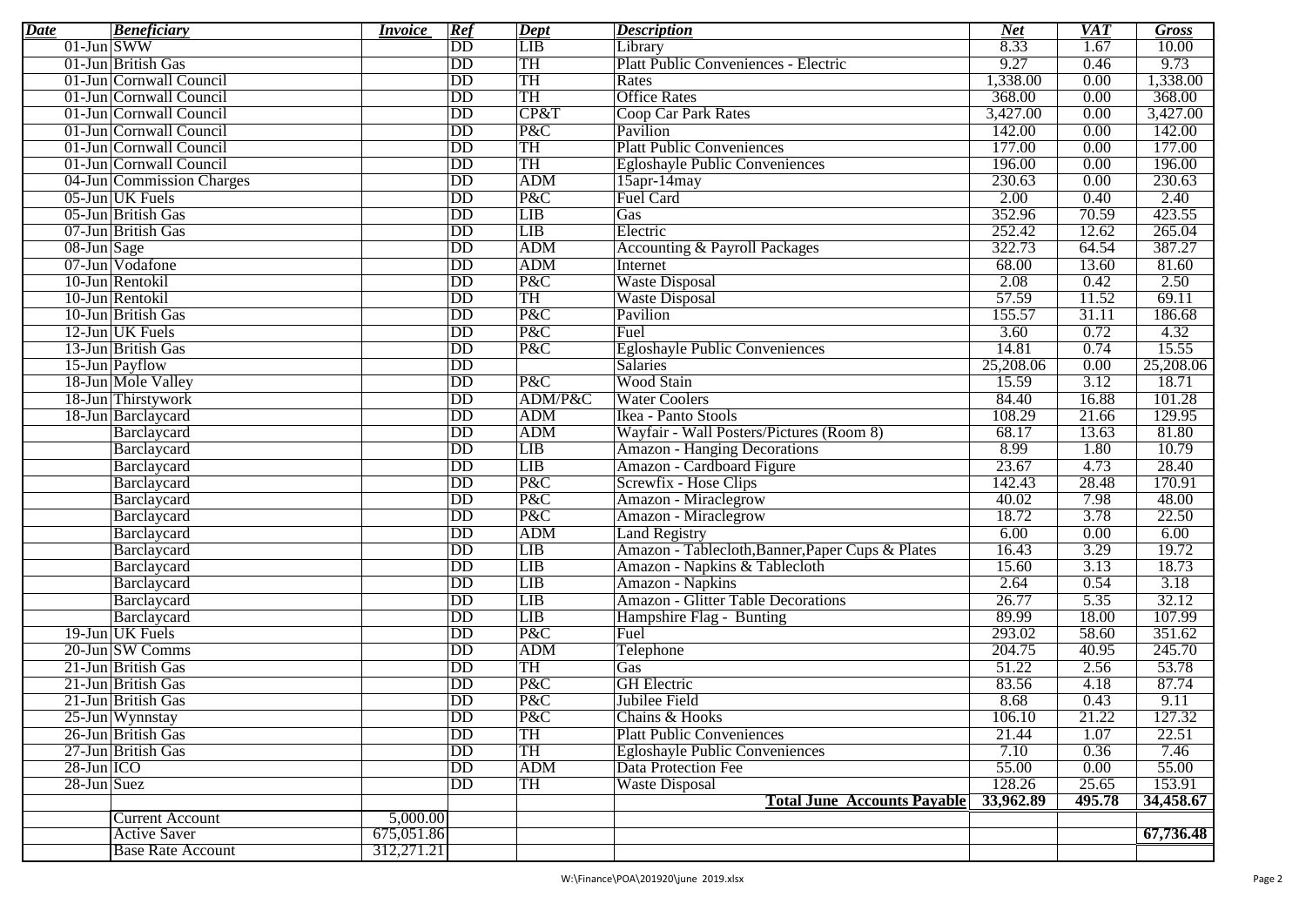| Date | Beneficiary | Invoice | Ref | Dept | Description | Net | VAT | Gross |
|---|---|---|---|---|---|---|---|---|
| 01-Jun | SWW | | DD | LIB | Library | 8.33 | 1.67 | 10.00 |
| 01-Jun | British Gas | | DD | TH | Platt Public Conveniences - Electric | 9.27 | 0.46 | 9.73 |
| 01-Jun | Cornwall Council | | DD | TH | Rates | 1,338.00 | 0.00 | 1,338.00 |
| 01-Jun | Cornwall Council | | DD | TH | Office Rates | 368.00 | 0.00 | 368.00 |
| 01-Jun | Cornwall Council | | DD | CP&T | Coop Car Park Rates | 3,427.00 | 0.00 | 3,427.00 |
| 01-Jun | Cornwall Council | | DD | P&C | Pavilion | 142.00 | 0.00 | 142.00 |
| 01-Jun | Cornwall Council | | DD | TH | Platt Public Conveniences | 177.00 | 0.00 | 177.00 |
| 01-Jun | Cornwall Council | | DD | TH | Egloshayle Public Conveniences | 196.00 | 0.00 | 196.00 |
| 04-Jun | Commission Charges | | DD | ADM | 15apr-14may | 230.63 | 0.00 | 230.63 |
| 05-Jun | UK Fuels | | DD | P&C | Fuel Card | 2.00 | 0.40 | 2.40 |
| 05-Jun | British Gas | | DD | LIB | Gas | 352.96 | 70.59 | 423.55 |
| 07-Jun | British Gas | | DD | LIB | Electric | 252.42 | 12.62 | 265.04 |
| 08-Jun | Sage | | DD | ADM | Accounting & Payroll Packages | 322.73 | 64.54 | 387.27 |
| 07-Jun | Vodafone | | DD | ADM | Internet | 68.00 | 13.60 | 81.60 |
| 10-Jun | Rentokil | | DD | P&C | Waste Disposal | 2.08 | 0.42 | 2.50 |
| 10-Jun | Rentokil | | DD | TH | Waste Disposal | 57.59 | 11.52 | 69.11 |
| 10-Jun | British Gas | | DD | P&C | Pavilion | 155.57 | 31.11 | 186.68 |
| 12-Jun | UK Fuels | | DD | P&C | Fuel | 3.60 | 0.72 | 4.32 |
| 13-Jun | British Gas | | DD | P&C | Egloshayle Public Conveniences | 14.81 | 0.74 | 15.55 |
| 15-Jun | Payflow | | DD | | Salaries | 25,208.06 | 0.00 | 25,208.06 |
| 18-Jun | Mole Valley | | DD | P&C | Wood Stain | 15.59 | 3.12 | 18.71 |
| 18-Jun | Thirstywork | | DD | ADM/P&C | Water Coolers | 84.40 | 16.88 | 101.28 |
| 18-Jun | Barclaycard | | DD | ADM | Ikea - Panto Stools | 108.29 | 21.66 | 129.95 |
| | Barclaycard | | DD | ADM | Wayfair - Wall Posters/Pictures (Room 8) | 68.17 | 13.63 | 81.80 |
| | Barclaycard | | DD | LIB | Amazon - Hanging Decorations | 8.99 | 1.80 | 10.79 |
| | Barclaycard | | DD | LIB | Amazon - Cardboard Figure | 23.67 | 4.73 | 28.40 |
| | Barclaycard | | DD | P&C | Screwfix - Hose Clips | 142.43 | 28.48 | 170.91 |
| | Barclaycard | | DD | P&C | Amazon - Miraclegrow | 40.02 | 7.98 | 48.00 |
| | Barclaycard | | DD | P&C | Amazon - Miraclegrow | 18.72 | 3.78 | 22.50 |
| | Barclaycard | | DD | ADM | Land Registry | 6.00 | 0.00 | 6.00 |
| | Barclaycard | | DD | LIB | Amazon - Tablecloth,Banner,Paper Cups & Plates | 16.43 | 3.29 | 19.72 |
| | Barclaycard | | DD | LIB | Amazon - Napkins & Tablecloth | 15.60 | 3.13 | 18.73 |
| | Barclaycard | | DD | LIB | Amazon - Napkins | 2.64 | 0.54 | 3.18 |
| | Barclaycard | | DD | LIB | Amazon - Glitter Table Decorations | 26.77 | 5.35 | 32.12 |
| | Barclaycard | | DD | LIB | Hampshire Flag - Bunting | 89.99 | 18.00 | 107.99 |
| 19-Jun | UK Fuels | | DD | P&C | Fuel | 293.02 | 58.60 | 351.62 |
| 20-Jun | SW Comms | | DD | ADM | Telephone | 204.75 | 40.95 | 245.70 |
| 21-Jun | British Gas | | DD | TH | Gas | 51.22 | 2.56 | 53.78 |
| 21-Jun | British Gas | | DD | P&C | GH Electric | 83.56 | 4.18 | 87.74 |
| 21-Jun | British Gas | | DD | P&C | Jubilee Field | 8.68 | 0.43 | 9.11 |
| 25-Jun | Wynnstay | | DD | P&C | Chains & Hooks | 106.10 | 21.22 | 127.32 |
| 26-Jun | British Gas | | DD | TH | Platt Public Conveniences | 21.44 | 1.07 | 22.51 |
| 27-Jun | British Gas | | DD | TH | Egloshayle Public Conveniences | 7.10 | 0.36 | 7.46 |
| 28-Jun | ICO | | DD | ADM | Data Protection Fee | 55.00 | 0.00 | 55.00 |
| 28-Jun | Suez | | DD | TH | Waste Disposal | 128.26 | 25.65 | 153.91 |
| | | | | | **Total June Accounts Payable** | **33,962.89** | **495.78** | **34,458.67** |
| | Current Account | 5,000.00 | | | | | | |
| | Active Saver | 675,051.86 | | | | | | **67,736.48** |
| | Base Rate Account | 312,271.21 | | | | | | |

W:\Finance\POA\201920\june 2019.xlsx